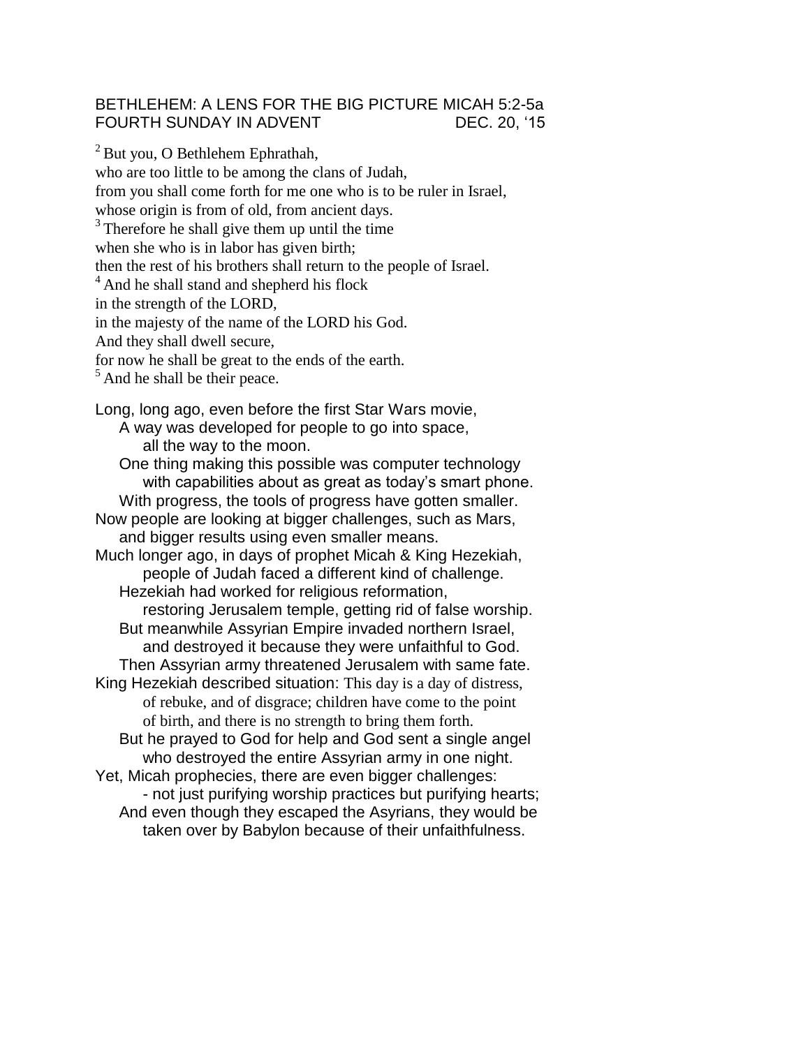BETHLEHEM: A LENS FOR THE BIG PICTURE MICAH 5:2-5a
FOURTH SUNDAY IN ADVENT DEC. 20, '15

[2] But you, O Bethlehem Ephrathah,
who are too little to be among the clans of Judah,
from you shall come forth for me one who is to be ruler in Israel,
whose origin is from of old, from ancient days.
[3] Therefore he shall give them up until the time
when she who is in labor has given birth;
then the rest of his brothers shall return to the people of Israel.
[4] And he shall stand and shepherd his flock
in the strength of the LORD,
in the majesty of the name of the LORD his God.
And they shall dwell secure,
for now he shall be great to the ends of the earth.
[5] And he shall be their peace.

Long, long ago, even before the first Star Wars movie,
A way was developed for people to go into space,
all the way to the moon.
One thing making this possible was computer technology
with capabilities about as great as today's smart phone.
With progress, the tools of progress have gotten smaller.
Now people are looking at bigger challenges, such as Mars,
and bigger results using even smaller means.
Much longer ago, in days of prophet Micah & King Hezekiah,
people of Judah faced a different kind of challenge.
Hezekiah had worked for religious reformation,
restoring Jerusalem temple, getting rid of false worship.
But meanwhile Assyrian Empire invaded northern Israel,
and destroyed it because they were unfaithful to God.
Then Assyrian army threatened Jerusalem with same fate.
King Hezekiah described situation: This day is a day of distress,
of rebuke, and of disgrace; children have come to the point
of birth, and there is no strength to bring them forth.
But he prayed to God for help and God sent a single angel
who destroyed the entire Assyrian army in one night.
Yet, Micah prophecies, there are even bigger challenges:
- not just purifying worship practices but purifying hearts;
And even though they escaped the Asyrians, they would be
taken over by Babylon because of their unfaithfulness.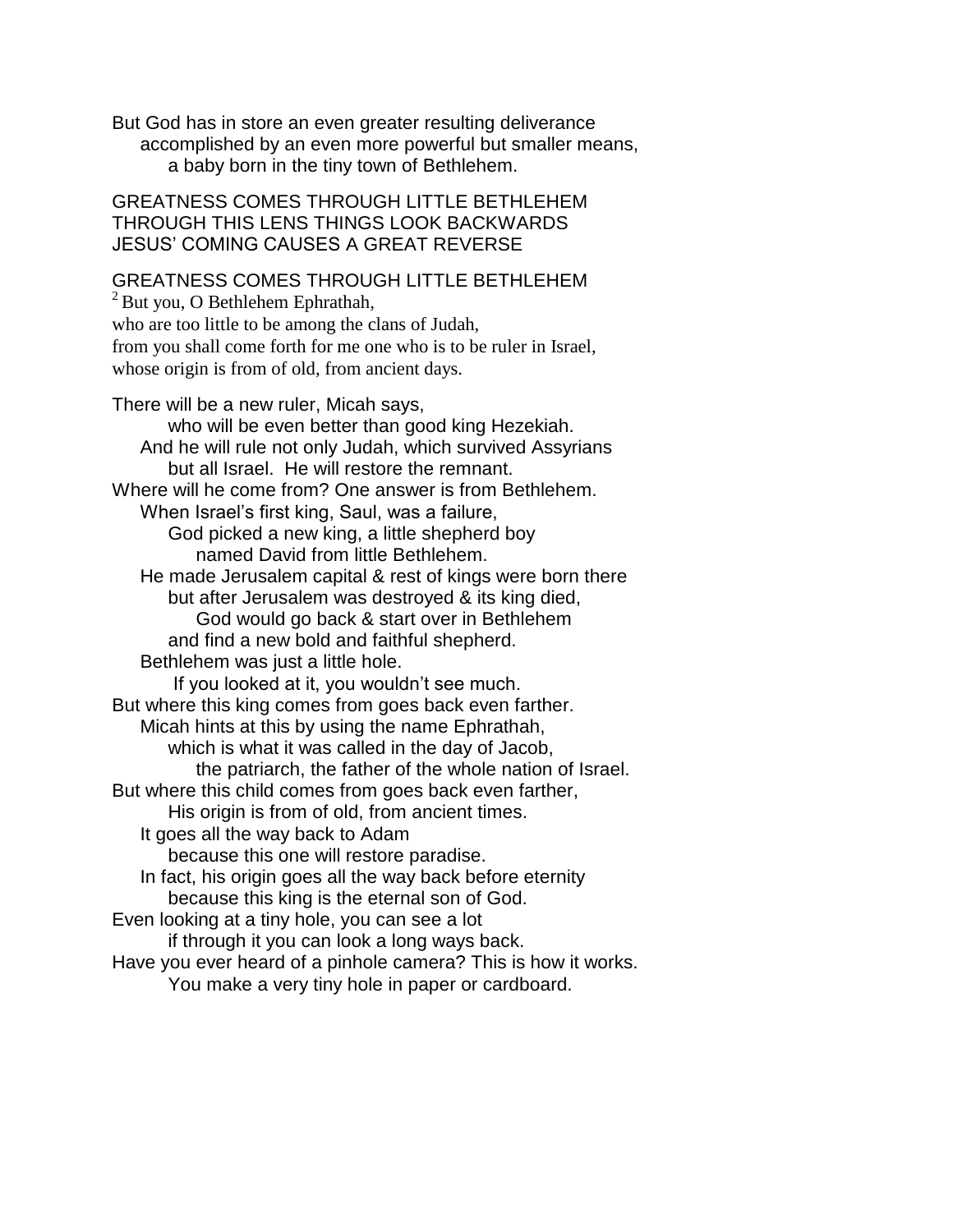But God has in store an even greater resulting deliverance
accomplished by an even more powerful but smaller means,
a baby born in the tiny town of Bethlehem.

GREATNESS COMES THROUGH LITTLE BETHLEHEM
THROUGH THIS LENS THINGS LOOK BACKWARDS
JESUS' COMING CAUSES A GREAT REVERSE

## GREATNESS COMES THROUGH LITTLE BETHLEHEM

[2] But you, O Bethlehem Ephrathah,
who are too little to be among the clans of Judah,
from you shall come forth for me one who is to be ruler in Israel,
whose origin is from of old, from ancient days.

There will be a new ruler, Micah says,
who will be even better than good king Hezekiah.
And he will rule not only Judah, which survived Assyrians
but all Israel. He will restore the remnant.
Where will he come from? One answer is from Bethlehem.
When Israel's first king, Saul, was a failure,
God picked a new king, a little shepherd boy
named David from little Bethlehem.
He made Jerusalem capital & rest of kings were born there
but after Jerusalem was destroyed & its king died,
God would go back & start over in Bethlehem
and find a new bold and faithful shepherd.
Bethlehem was just a little hole.
If you looked at it, you wouldn't see much.
But where this king comes from goes back even farther.
Micah hints at this by using the name Ephrathah,
which is what it was called in the day of Jacob,
the patriarch, the father of the whole nation of Israel.
But where this child comes from goes back even farther,
His origin is from of old, from ancient times.
It goes all the way back to Adam
because this one will restore paradise.
In fact, his origin goes all the way back before eternity
because this king is the eternal son of God.
Even looking at a tiny hole, you can see a lot
if through it you can look a long ways back.
Have you ever heard of a pinhole camera? This is how it works.
You make a very tiny hole in paper or cardboard.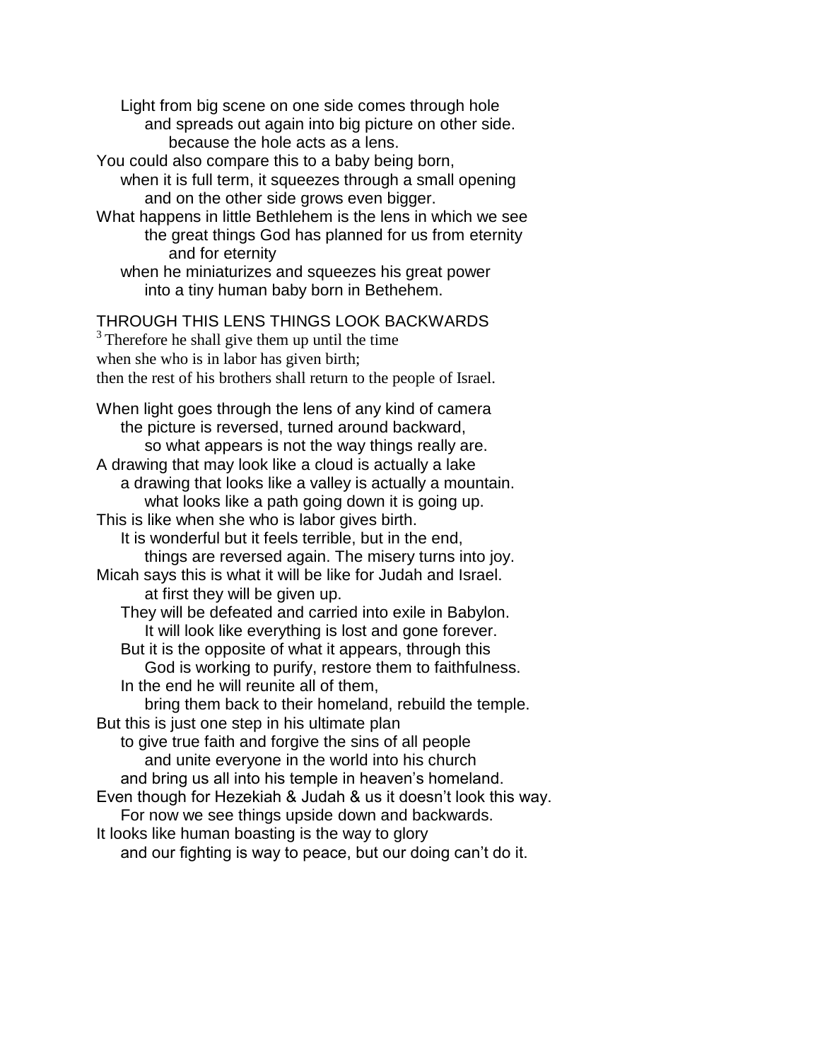Light from big scene on one side comes through hole
and spreads out again into big picture on other side.
because the hole acts as a lens.
You could also compare this to a baby being born,
when it is full term, it squeezes through a small opening
and on the other side grows even bigger.
What happens in little Bethlehem is the lens in which we see
the great things God has planned for us from eternity
and for eternity
when he miniaturizes and squeezes his great power
into a tiny human baby born in Bethehem.

THROUGH THIS LENS THINGS LOOK BACKWARDS

[3] Therefore he shall give them up until the time
when she who is in labor has given birth;
then the rest of his brothers shall return to the people of Israel.

When light goes through the lens of any kind of camera
the picture is reversed, turned around backward,
so what appears is not the way things really are.
A drawing that may look like a cloud is actually a lake
a drawing that looks like a valley is actually a mountain.
what looks like a path going down it is going up.
This is like when she who is labor gives birth.
It is wonderful but it feels terrible, but in the end,
things are reversed again. The misery turns into joy.
Micah says this is what it will be like for Judah and Israel.
at first they will be given up.
They will be defeated and carried into exile in Babylon.
It will look like everything is lost and gone forever.
But it is the opposite of what it appears, through this
God is working to purify, restore them to faithfulness.
In the end he will reunite all of them,
bring them back to their homeland, rebuild the temple.
But this is just one step in his ultimate plan
to give true faith and forgive the sins of all people
and unite everyone in the world into his church
and bring us all into his temple in heaven's homeland.
Even though for Hezekiah & Judah & us it doesn't look this way.
For now we see things upside down and backwards.
It looks like human boasting is the way to glory
and our fighting is way to peace, but our doing can't do it.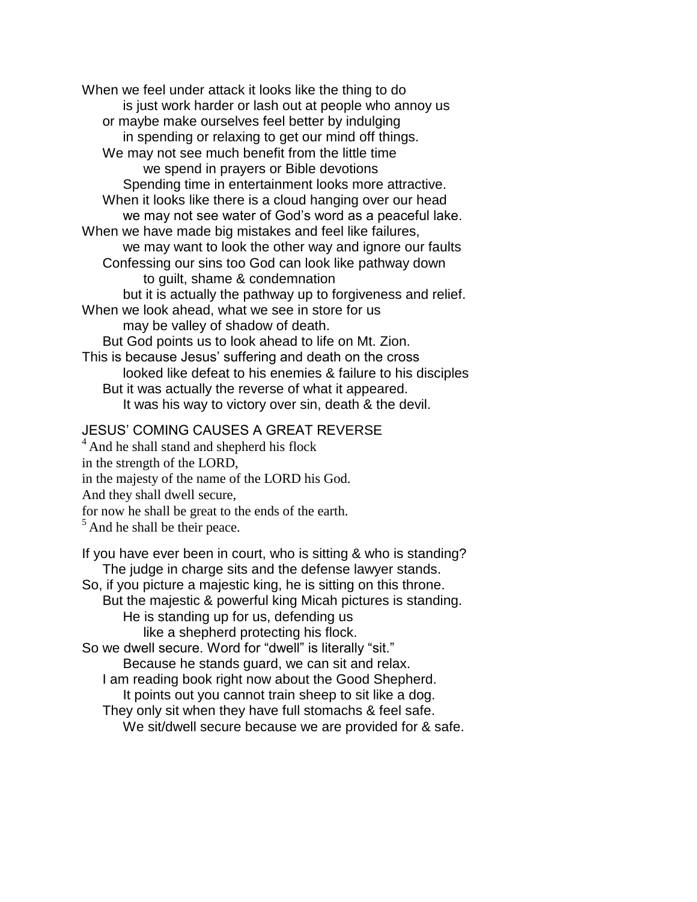When we feel under attack it looks like the thing to do
is just work harder or lash out at people who annoy us
or maybe make ourselves feel better by indulging
in spending or relaxing to get our mind off things.
We may not see much benefit from the little time
we spend in prayers or Bible devotions
Spending time in entertainment looks more attractive.
When it looks like there is a cloud hanging over our head
we may not see water of God's word as a peaceful lake.
When we have made big mistakes and feel like failures,
we may want to look the other way and ignore our faults
Confessing our sins too God can look like pathway down
to guilt, shame & condemnation
but it is actually the pathway up to forgiveness and relief.
When we look ahead, what we see in store for us
may be valley of shadow of death.
But God points us to look ahead to life on Mt. Zion.
This is because Jesus' suffering and death on the cross
looked like defeat to his enemies & failure to his disciples
But it was actually the reverse of what it appeared.
It was his way to victory over sin, death & the devil.

JESUS' COMING CAUSES A GREAT REVERSE

[4] And he shall stand and shepherd his flock
in the strength of the LORD,
in the majesty of the name of the LORD his God.
And they shall dwell secure,
for now he shall be great to the ends of the earth.
[5] And he shall be their peace.

If you have ever been in court, who is sitting & who is standing?
The judge in charge sits and the defense lawyer stands.
So, if you picture a majestic king, he is sitting on this throne.
But the majestic & powerful king Micah pictures is standing.
He is standing up for us, defending us
like a shepherd protecting his flock.
So we dwell secure. Word for "dwell" is literally "sit."
Because he stands guard, we can sit and relax.
I am reading book right now about the Good Shepherd.
It points out you cannot train sheep to sit like a dog.
They only sit when they have full stomachs & feel safe.
We sit/dwell secure because we are provided for & safe.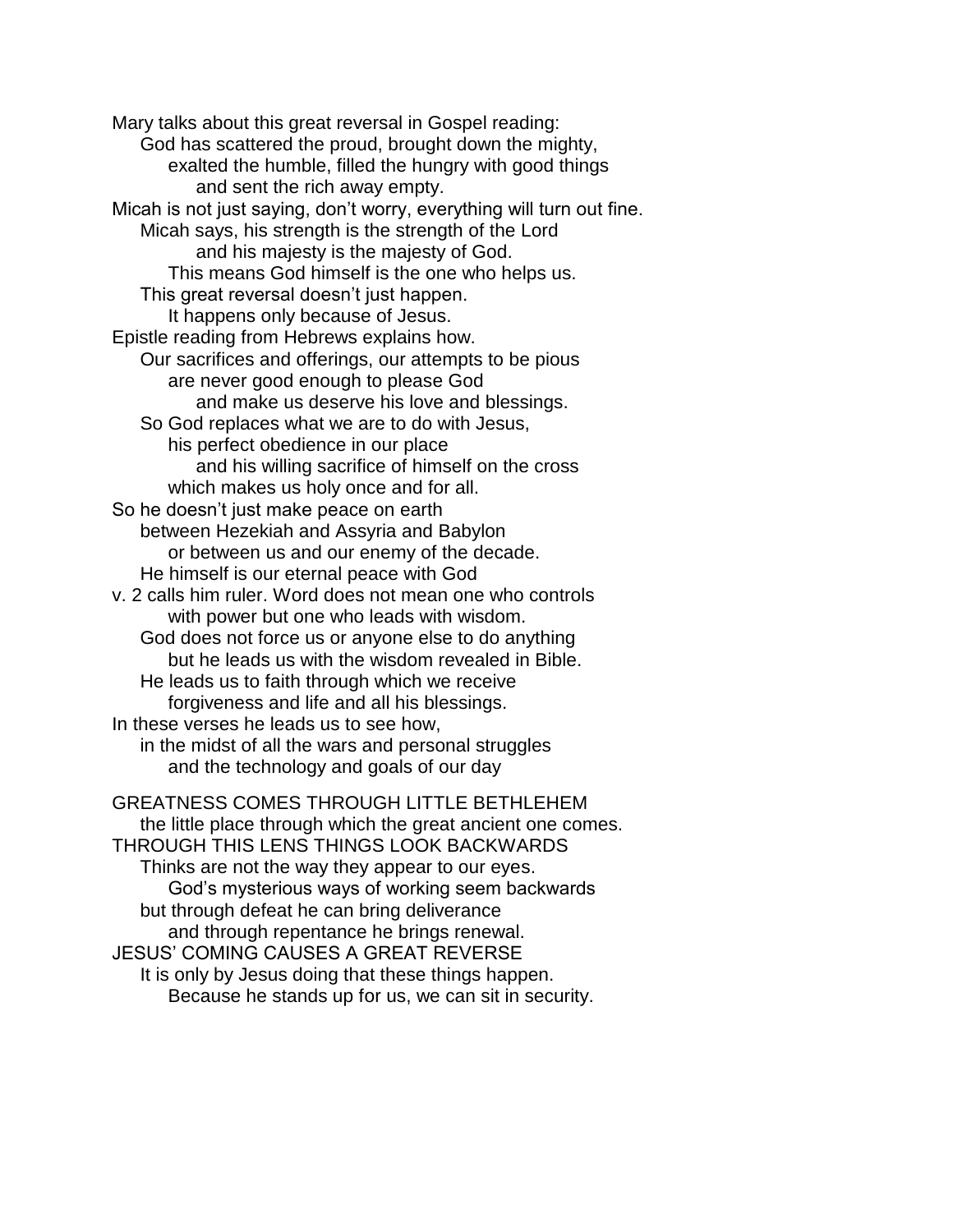Mary talks about this great reversal in Gospel reading:
God has scattered the proud, brought down the mighty,
exalted the humble, filled the hungry with good things
and sent the rich away empty.
Micah is not just saying, don't worry, everything will turn out fine.
Micah says, his strength is the strength of the Lord
and his majesty is the majesty of God.
This means God himself is the one who helps us.
This great reversal doesn't just happen.
It happens only because of Jesus.
Epistle reading from Hebrews explains how.
Our sacrifices and offerings, our attempts to be pious
are never good enough to please God
and make us deserve his love and blessings.
So God replaces what we are to do with Jesus,
his perfect obedience in our place
and his willing sacrifice of himself on the cross
which makes us holy once and for all.
So he doesn't just make peace on earth
between Hezekiah and Assyria and Babylon
or between us and our enemy of the decade.
He himself is our eternal peace with God
v. 2 calls him ruler. Word does not mean one who controls
with power but one who leads with wisdom.
God does not force us or anyone else to do anything
but he leads us with the wisdom revealed in Bible.
He leads us to faith through which we receive
forgiveness and life and all his blessings.
In these verses he leads us to see how,
in the midst of all the wars and personal struggles
and the technology and goals of our day

GREATNESS COMES THROUGH LITTLE BETHLEHEM
the little place through which the great ancient one comes.
THROUGH THIS LENS THINGS LOOK BACKWARDS
Thinks are not the way they appear to our eyes.
God's mysterious ways of working seem backwards
but through defeat he can bring deliverance
and through repentance he brings renewal.
JESUS' COMING CAUSES A GREAT REVERSE
It is only by Jesus doing that these things happen.
Because he stands up for us, we can sit in security.